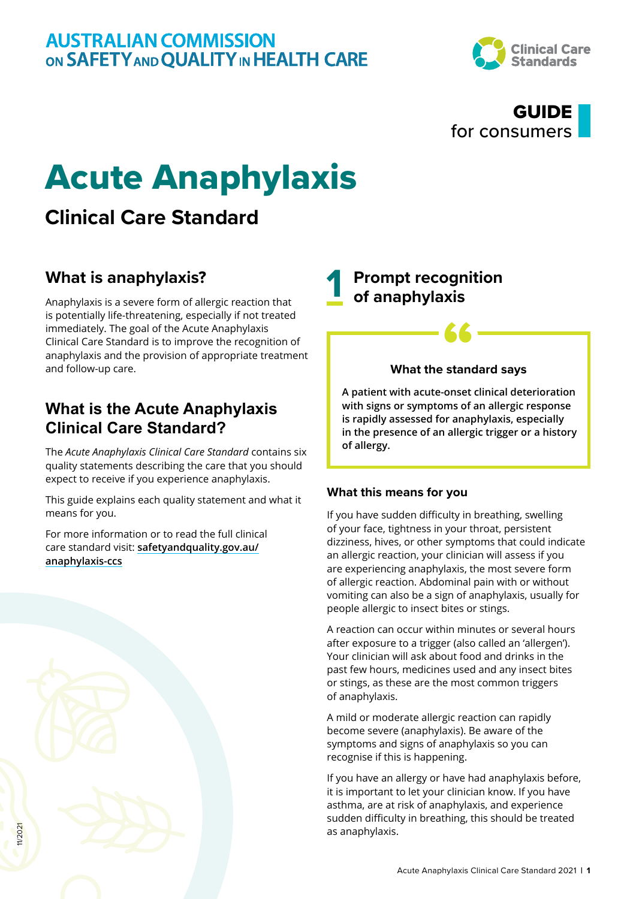AUSTRALIAN COMMISSION ON SAFETY AND QUALITY IN HEALTH CARE

Clinical Care Standards

**GUIDE** for consumers

# Acute Anaphylaxis

## Clinical Care Standard

### What is anaphylaxis?

Anaphylaxis is a severe form of allergic reaction that is potentially life-threatening, especially if not treated immediately. The goal of the Acute Anaphylaxis Clinical Care Standard is to improve the recognition of anaphylaxis and the provision of appropriate treatment and follow-up care.

### What is the Acute Anaphylaxis Clinical Care Standard?

The *Acute Anaphylaxis Clinical Care Standard* contains six quality statements describing the care that you should expect to receive if you experience anaphylaxis.

This guide explains each quality statement and what it means for you.

For more information or to read the full clinical care standard visit: **safetyandquality.gov.au/anaphylaxis-ccs**

### 1 Prompt recognition of anaphylaxis

**What the standard says**

**A patient with acute-onset clinical deterioration with signs or symptoms of an allergic response is rapidly assessed for anaphylaxis, especially in the presence of an allergic trigger or a history of allergy.**

#### What this means for you

If you have sudden difficulty in breathing, swelling of your face, tightness in your throat, persistent dizziness, hives, or other symptoms that could indicate an allergic reaction, your clinician will assess if you are experiencing anaphylaxis, the most severe form of allergic reaction. Abdominal pain with or without vomiting can also be a sign of anaphylaxis, usually for people allergic to insect bites or stings.

A reaction can occur within minutes or several hours after exposure to a trigger (also called an 'allergen'). Your clinician will ask about food and drinks in the past few hours, medicines used and any insect bites or stings, as these are the most common triggers of anaphylaxis.

A mild or moderate allergic reaction can rapidly become severe (anaphylaxis). Be aware of the symptoms and signs of anaphylaxis so you can recognise if this is happening.

If you have an allergy or have had anaphylaxis before, it is important to let your clinician know. If you have asthma, are at risk of anaphylaxis, and experience sudden difficulty in breathing, this should be treated as anaphylaxis.

11/2021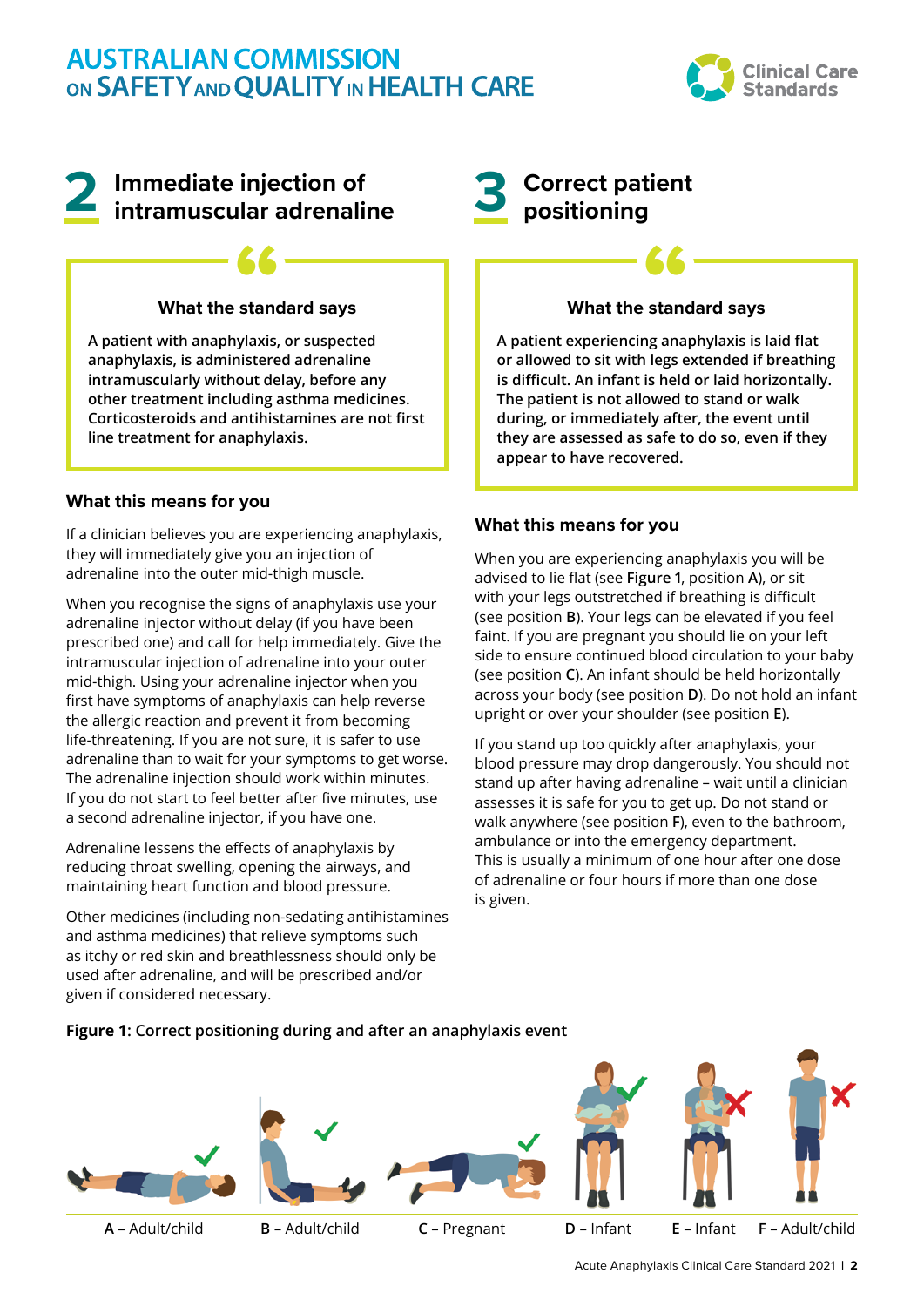## 2 Immediate injection of intramuscular adrenaline

### What the standard says

**A patient with anaphylaxis, or suspected anaphylaxis, is administered adrenaline intramuscularly without delay, before any other treatment including asthma medicines. Corticosteroids and antihistamines are not first line treatment for anaphylaxis.**

### What this means for you

If a clinician believes you are experiencing anaphylaxis, they will immediately give you an injection of adrenaline into the outer mid-thigh muscle.

When you recognise the signs of anaphylaxis use your adrenaline injector without delay (if you have been prescribed one) and call for help immediately. Give the intramuscular injection of adrenaline into your outer mid-thigh. Using your adrenaline injector when you first have symptoms of anaphylaxis can help reverse the allergic reaction and prevent it from becoming life-threatening. If you are not sure, it is safer to use adrenaline than to wait for your symptoms to get worse. The adrenaline injection should work within minutes. If you do not start to feel better after five minutes, use a second adrenaline injector, if you have one.

Adrenaline lessens the effects of anaphylaxis by reducing throat swelling, opening the airways, and maintaining heart function and blood pressure.

Other medicines (including non-sedating antihistamines and asthma medicines) that relieve symptoms such as itchy or red skin and breathlessness should only be used after adrenaline, and will be prescribed and/or given if considered necessary.

## 3 Correct patient positioning

### What the standard says

**A patient experiencing anaphylaxis is laid flat or allowed to sit with legs extended if breathing is difficult. An infant is held or laid horizontally. The patient is not allowed to stand or walk during, or immediately after, the event until they are assessed as safe to do so, even if they appear to have recovered.**

### What this means for you

When you are experiencing anaphylaxis you will be advised to lie flat (see **Figure 1**, position **A**), or sit with your legs outstretched if breathing is difficult (see position **B**). Your legs can be elevated if you feel faint. If you are pregnant you should lie on your left side to ensure continued blood circulation to your baby (see position **C**). An infant should be held horizontally across your body (see position **D**). Do not hold an infant upright or over your shoulder (see position **E**).

If you stand up too quickly after anaphylaxis, your blood pressure may drop dangerously. You should not stand up after having adrenaline – wait until a clinician assesses it is safe for you to get up. Do not stand or walk anywhere (see position **F**), even to the bathroom, ambulance or into the emergency department. This is usually a minimum of one hour after one dose of adrenaline or four hours if more than one dose is given.

**Figure 1:** Correct positioning during and after an anaphylaxis event

A – Adult/child | B – Adult/child | C – Pregnant | D – Infant | E – Infant | F – Adult/child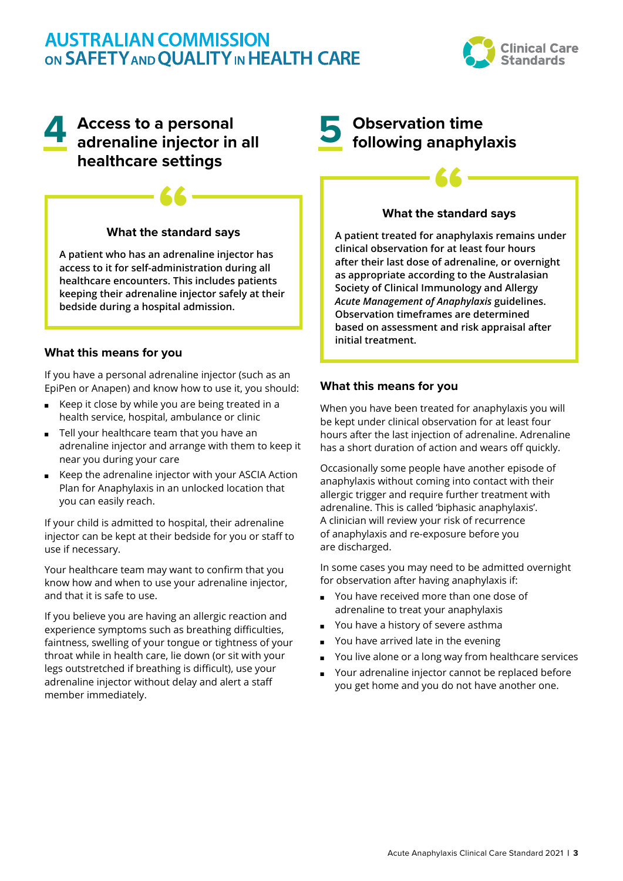## 4 Access to a personal adrenaline injector in all healthcare settings

### What the standard says

**A patient who has an adrenaline injector has access to it for self-administration during all healthcare encounters. This includes patients keeping their adrenaline injector safely at their bedside during a hospital admission.**

### What this means for you

If you have a personal adrenaline injector (such as an EpiPen or Anapen) and know how to use it, you should:

- Keep it close by while you are being treated in a health service, hospital, ambulance or clinic
- Tell your healthcare team that you have an adrenaline injector and arrange with them to keep it near you during your care
- Keep the adrenaline injector with your ASCIA Action Plan for Anaphylaxis in an unlocked location that you can easily reach.

If your child is admitted to hospital, their adrenaline injector can be kept at their bedside for you or staff to use if necessary.

Your healthcare team may want to confirm that you know how and when to use your adrenaline injector, and that it is safe to use.

If you believe you are having an allergic reaction and experience symptoms such as breathing difficulties, faintness, swelling of your tongue or tightness of your throat while in health care, lie down (or sit with your legs outstretched if breathing is difficult), use your adrenaline injector without delay and alert a staff member immediately.

## 5 Observation time following anaphylaxis

### What the standard says

**A patient treated for anaphylaxis remains under clinical observation for at least four hours after their last dose of adrenaline, or overnight as appropriate according to the Australasian Society of Clinical Immunology and Allergy *Acute Management of Anaphylaxis* guidelines. Observation timeframes are determined based on assessment and risk appraisal after initial treatment.**

### What this means for you

When you have been treated for anaphylaxis you will be kept under clinical observation for at least four hours after the last injection of adrenaline. Adrenaline has a short duration of action and wears off quickly.

Occasionally some people have another episode of anaphylaxis without coming into contact with their allergic trigger and require further treatment with adrenaline. This is called 'biphasic anaphylaxis'. A clinician will review your risk of recurrence of anaphylaxis and re-exposure before you are discharged.

In some cases you may need to be admitted overnight for observation after having anaphylaxis if:

- You have received more than one dose of adrenaline to treat your anaphylaxis
- You have a history of severe asthma
- You have arrived late in the evening
- You live alone or a long way from healthcare services
- Your adrenaline injector cannot be replaced before you get home and you do not have another one.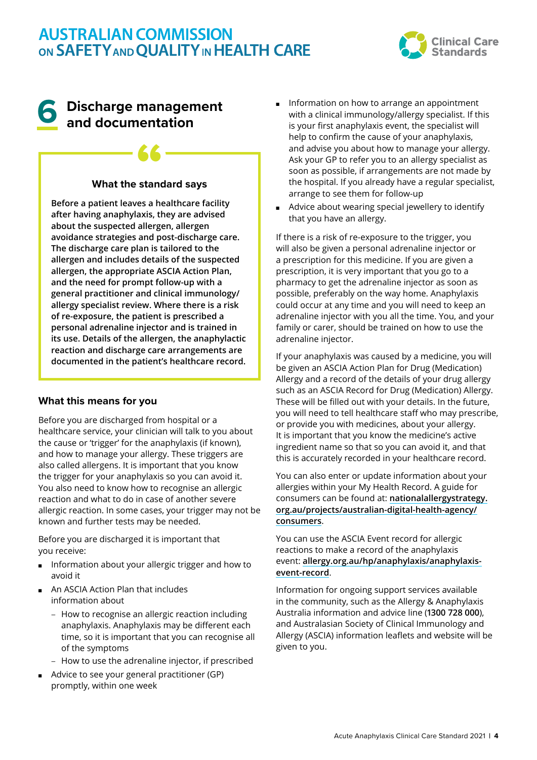# 6 Discharge management and documentation

### What the standard says

**Before a patient leaves a healthcare facility after having anaphylaxis, they are advised about the suspected allergen, allergen avoidance strategies and post-discharge care. The discharge care plan is tailored to the allergen and includes details of the suspected allergen, the appropriate ASCIA Action Plan, and the need for prompt follow-up with a general practitioner and clinical immunology/ allergy specialist review. Where there is a risk of re-exposure, the patient is prescribed a personal adrenaline injector and is trained in its use. Details of the allergen, the anaphylactic reaction and discharge care arrangements are documented in the patient's healthcare record.**

## What this means for you

Before you are discharged from hospital or a healthcare service, your clinician will talk to you about the cause or 'trigger' for the anaphylaxis (if known), and how to manage your allergy. These triggers are also called allergens. It is important that you know the trigger for your anaphylaxis so you can avoid it. You also need to know how to recognise an allergic reaction and what to do in case of another severe allergic reaction. In some cases, your trigger may not be known and further tests may be needed.

Before you are discharged it is important that you receive:

- Information about your allergic trigger and how to avoid it
- An ASCIA Action Plan that includes information about
  - How to recognise an allergic reaction including anaphylaxis. Anaphylaxis may be different each time, so it is important that you can recognise all of the symptoms
  - How to use the adrenaline injector, if prescribed
- Advice to see your general practitioner (GP) promptly, within one week
- Information on how to arrange an appointment with a clinical immunology/allergy specialist. If this is your first anaphylaxis event, the specialist will help to confirm the cause of your anaphylaxis, and advise you about how to manage your allergy. Ask your GP to refer you to an allergy specialist as soon as possible, if arrangements are not made by the hospital. If you already have a regular specialist, arrange to see them for follow-up
- Advice about wearing special jewellery to identify that you have an allergy.

If there is a risk of re-exposure to the trigger, you will also be given a personal adrenaline injector or a prescription for this medicine. If you are given a prescription, it is very important that you go to a pharmacy to get the adrenaline injector as soon as possible, preferably on the way home. Anaphylaxis could occur at any time and you will need to keep an adrenaline injector with you all the time. You, and your family or carer, should be trained on how to use the adrenaline injector.

If your anaphylaxis was caused by a medicine, you will be given an ASCIA Action Plan for Drug (Medication) Allergy and a record of the details of your drug allergy such as an ASCIA Record for Drug (Medication) Allergy. These will be filled out with your details. In the future, you will need to tell healthcare staff who may prescribe, or provide you with medicines, about your allergy. It is important that you know the medicine's active ingredient name so that so you can avoid it, and that this is accurately recorded in your healthcare record.

You can also enter or update information about your allergies within your My Health Record. A guide for consumers can be found at: **nationalallergystrategy.org.au/projects/australian-digital-health-agency/consumers**.

You can use the ASCIA Event record for allergic reactions to make a record of the anaphylaxis event: **allergy.org.au/hp/anaphylaxis/anaphylaxis-event-record**.

Information for ongoing support services available in the community, such as the Allergy & Anaphylaxis Australia information and advice line (**1300 728 000**), and Australasian Society of Clinical Immunology and Allergy (ASCIA) information leaflets and website will be given to you.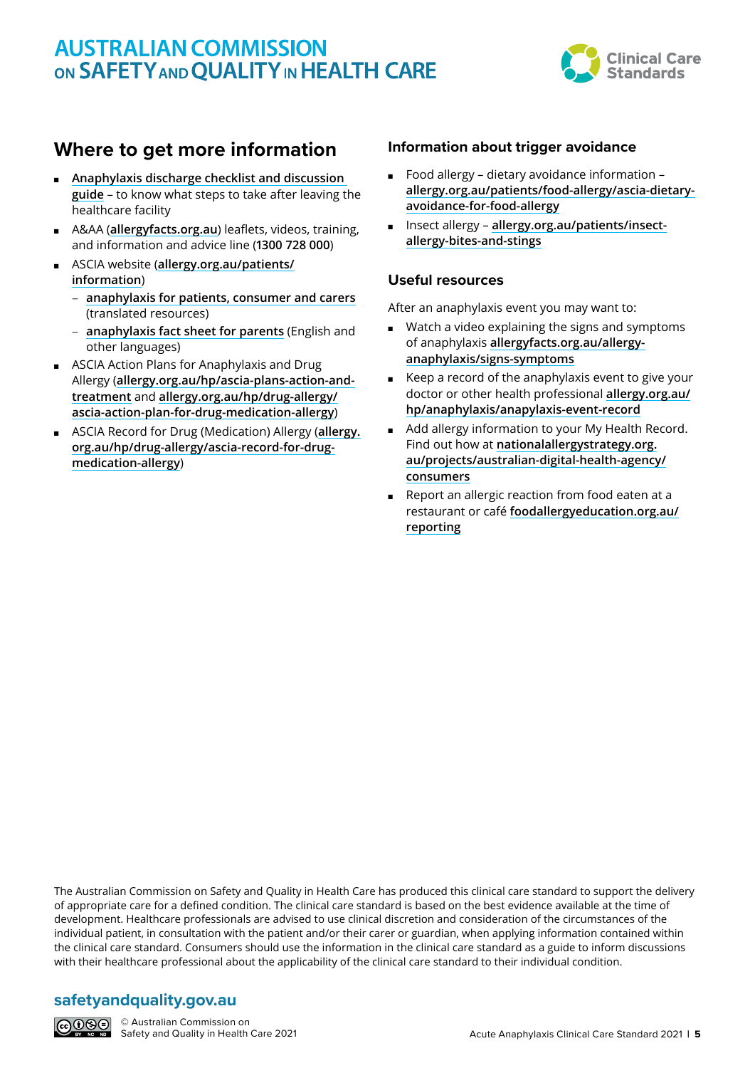## Where to get more information

- **Anaphylaxis discharge checklist and discussion guide** – to know what steps to take after leaving the healthcare facility
- A&AA (**allergyfacts.org.au**) leaflets, videos, training, and information and advice line (**1300 728 000**)
- ASCIA website (**allergy.org.au/patients/information**)
  - **anaphylaxis for patients, consumer and carers** (translated resources)
  - **anaphylaxis fact sheet for parents** (English and other languages)
- ASCIA Action Plans for Anaphylaxis and Drug Allergy (**allergy.org.au/hp/ascia-plans-action-and-treatment** and **allergy.org.au/hp/drug-allergy/ascia-action-plan-for-drug-medication-allergy**)
- ASCIA Record for Drug (Medication) Allergy (**allergy.org.au/hp/drug-allergy/ascia-record-for-drug-medication-allergy**)

### Information about trigger avoidance

- Food allergy – dietary avoidance information – **allergy.org.au/patients/food-allergy/ascia-dietary-avoidance-for-food-allergy**
- Insect allergy – **allergy.org.au/patients/insect-allergy-bites-and-stings**

### Useful resources

After an anaphylaxis event you may want to:

- Watch a video explaining the signs and symptoms of anaphylaxis **allergyfacts.org.au/allergy-anaphylaxis/signs-symptoms**
- Keep a record of the anaphylaxis event to give your doctor or other health professional **allergy.org.au/hp/anaphylaxis/anapylaxis-event-record**
- Add allergy information to your My Health Record. Find out how at **nationalallergystrategy.org.au/projects/australian-digital-health-agency/consumers**
- Report an allergic reaction from food eaten at a restaurant or café **foodallergyeducation.org.au/reporting**

The Australian Commission on Safety and Quality in Health Care has produced this clinical care standard to support the delivery of appropriate care for a defined condition. The clinical care standard is based on the best evidence available at the time of development. Healthcare professionals are advised to use clinical discretion and consideration of the circumstances of the individual patient, in consultation with the patient and/or their carer or guardian, when applying information contained within the clinical care standard. Consumers should use the information in the clinical care standard as a guide to inform discussions with their healthcare professional about the applicability of the clinical care standard to their individual condition.

**safetyandquality.gov.au**

© Australian Commission on Safety and Quality in Health Care 2021